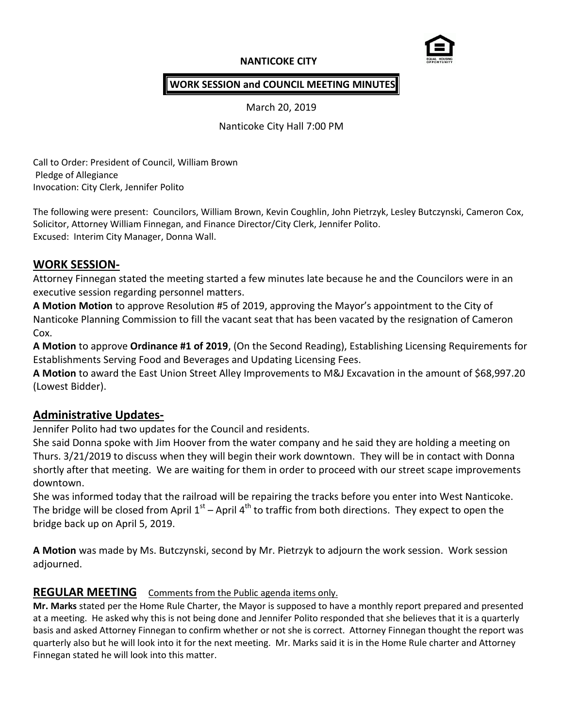**NANTICOKE CITY**

**WORK SESSION and COUNCIL MEETING MINUTES**

March 20, 2019

Nanticoke City Hall 7:00 PM

Call to Order: President of Council, William Brown
Pledge of Allegiance
Invocation: City Clerk, Jennifer Polito

The following were present: Councilors, William Brown, Kevin Coughlin, John Pietrzyk, Lesley Butczynski, Cameron Cox, Solicitor, Attorney William Finnegan, and Finance Director/City Clerk, Jennifer Polito.
Excused: Interim City Manager, Donna Wall.

## WORK SESSION-

Attorney Finnegan stated the meeting started a few minutes late because he and the Councilors were in an executive session regarding personnel matters.

**A Motion Motion** to approve Resolution #5 of 2019, approving the Mayor's appointment to the City of Nanticoke Planning Commission to fill the vacant seat that has been vacated by the resignation of Cameron Cox.

**A Motion** to approve **Ordinance #1 of 2019**, (On the Second Reading), Establishing Licensing Requirements for Establishments Serving Food and Beverages and Updating Licensing Fees.

**A Motion** to award the East Union Street Alley Improvements to M&J Excavation in the amount of $68,997.20 (Lowest Bidder).

## Administrative Updates-

Jennifer Polito had two updates for the Council and residents.

She said Donna spoke with Jim Hoover from the water company and he said they are holding a meeting on Thurs. 3/21/2019 to discuss when they will begin their work downtown. They will be in contact with Donna shortly after that meeting. We are waiting for them in order to proceed with our street scape improvements downtown.

She was informed today that the railroad will be repairing the tracks before you enter into West Nanticoke. The bridge will be closed from April 1st – April 4th to traffic from both directions. They expect to open the bridge back up on April 5, 2019.

**A Motion** was made by Ms. Butczynski, second by Mr. Pietrzyk to adjourn the work session. Work session adjourned.

## REGULAR MEETING

Comments from the Public agenda items only.

**Mr. Marks** stated per the Home Rule Charter, the Mayor is supposed to have a monthly report prepared and presented at a meeting. He asked why this is not being done and Jennifer Polito responded that she believes that it is a quarterly basis and asked Attorney Finnegan to confirm whether or not she is correct. Attorney Finnegan thought the report was quarterly also but he will look into it for the next meeting. Mr. Marks said it is in the Home Rule charter and Attorney Finnegan stated he will look into this matter.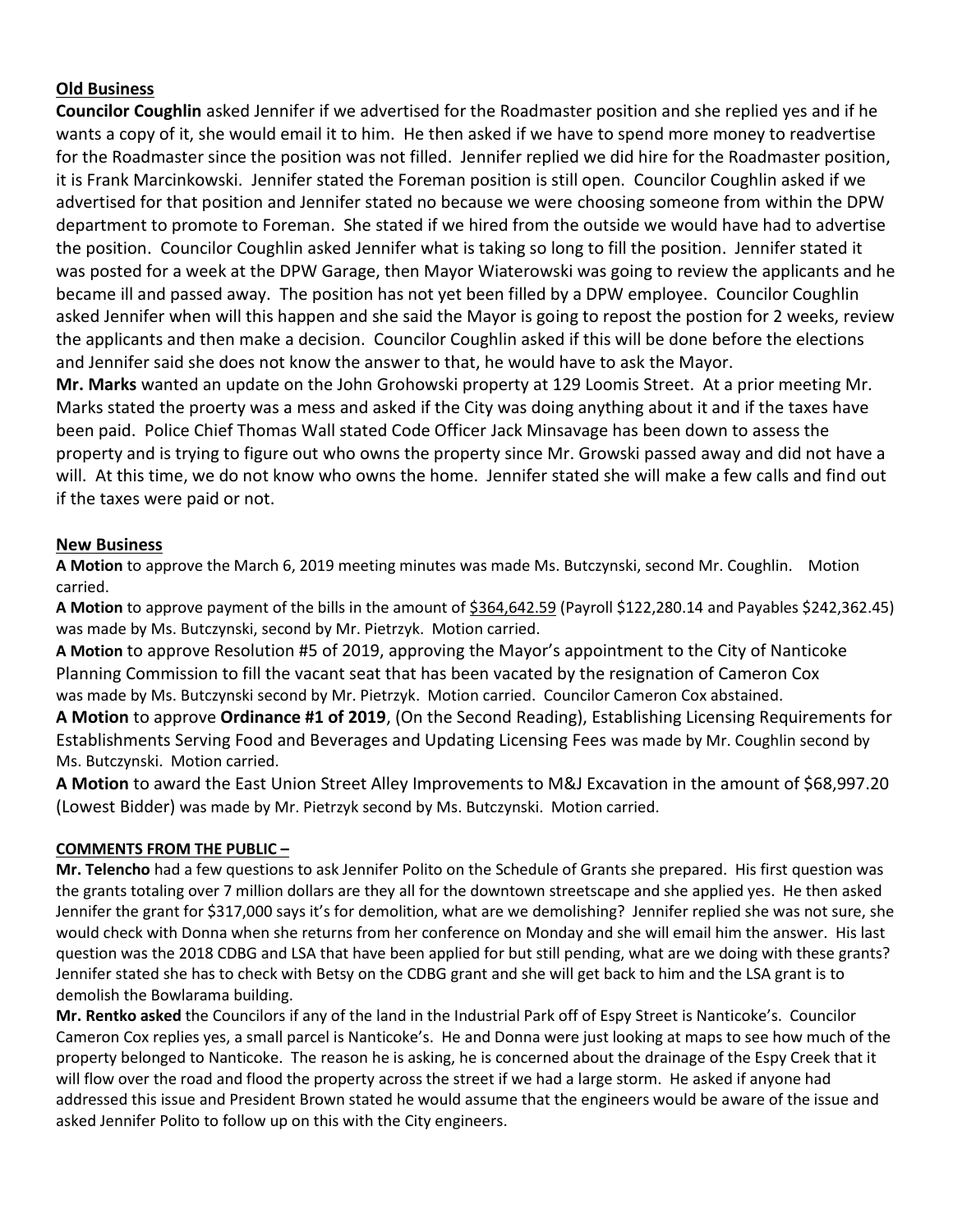## **Old Business**

**Councilor Coughlin** asked Jennifer if we advertised for the Roadmaster position and she replied yes and if he wants a copy of it, she would email it to him. He then asked if we have to spend more money to readvertise for the Roadmaster since the position was not filled. Jennifer replied we did hire for the Roadmaster position, it is Frank Marcinkowski. Jennifer stated the Foreman position is still open. Councilor Coughlin asked if we advertised for that position and Jennifer stated no because we were choosing someone from within the DPW department to promote to Foreman. She stated if we hired from the outside we would have had to advertise the position. Councilor Coughlin asked Jennifer what is taking so long to fill the position. Jennifer stated it was posted for a week at the DPW Garage, then Mayor Wiaterowski was going to review the applicants and he became ill and passed away. The position has not yet been filled by a DPW employee. Councilor Coughlin asked Jennifer when will this happen and she said the Mayor is going to repost the postion for 2 weeks, review the applicants and then make a decision. Councilor Coughlin asked if this will be done before the elections and Jennifer said she does not know the answer to that, he would have to ask the Mayor.

**Mr. Marks** wanted an update on the John Grohowski property at 129 Loomis Street. At a prior meeting Mr. Marks stated the proerty was a mess and asked if the City was doing anything about it and if the taxes have been paid. Police Chief Thomas Wall stated Code Officer Jack Minsavage has been down to assess the property and is trying to figure out who owns the property since Mr. Growski passed away and did not have a will. At this time, we do not know who owns the home. Jennifer stated she will make a few calls and find out if the taxes were paid or not.

## **New Business**

**A Motion** to approve the March 6, 2019 meeting minutes was made Ms. Butczynski, second Mr. Coughlin. Motion carried.

**A Motion** to approve payment of the bills in the amount of <u>$364,642.59</u> (Payroll $122,280.14 and Payables $242,362.45) was made by Ms. Butczynski, second by Mr. Pietrzyk. Motion carried.

**A Motion** to approve Resolution #5 of 2019, approving the Mayor's appointment to the City of Nanticoke Planning Commission to fill the vacant seat that has been vacated by the resignation of Cameron Cox was made by Ms. Butczynski second by Mr. Pietrzyk. Motion carried. Councilor Cameron Cox abstained.

**A Motion** to approve **Ordinance #1 of 2019**, (On the Second Reading), Establishing Licensing Requirements for Establishments Serving Food and Beverages and Updating Licensing Fees was made by Mr. Coughlin second by Ms. Butczynski. Motion carried.

**A Motion** to award the East Union Street Alley Improvements to M&J Excavation in the amount of $68,997.20 (Lowest Bidder) was made by Mr. Pietrzyk second by Ms. Butczynski. Motion carried.

## **COMMENTS FROM THE PUBLIC –**

**Mr. Telencho** had a few questions to ask Jennifer Polito on the Schedule of Grants she prepared. His first question was the grants totaling over 7 million dollars are they all for the downtown streetscape and she applied yes. He then asked Jennifer the grant for $317,000 says it's for demolition, what are we demolishing? Jennifer replied she was not sure, she would check with Donna when she returns from her conference on Monday and she will email him the answer. His last question was the 2018 CDBG and LSA that have been applied for but still pending, what are we doing with these grants? Jennifer stated she has to check with Betsy on the CDBG grant and she will get back to him and the LSA grant is to demolish the Bowlarama building.

**Mr. Rentko asked** the Councilors if any of the land in the Industrial Park off of Espy Street is Nanticoke's. Councilor Cameron Cox replies yes, a small parcel is Nanticoke's. He and Donna were just looking at maps to see how much of the property belonged to Nanticoke. The reason he is asking, he is concerned about the drainage of the Espy Creek that it will flow over the road and flood the property across the street if we had a large storm. He asked if anyone had addressed this issue and President Brown stated he would assume that the engineers would be aware of the issue and asked Jennifer Polito to follow up on this with the City engineers.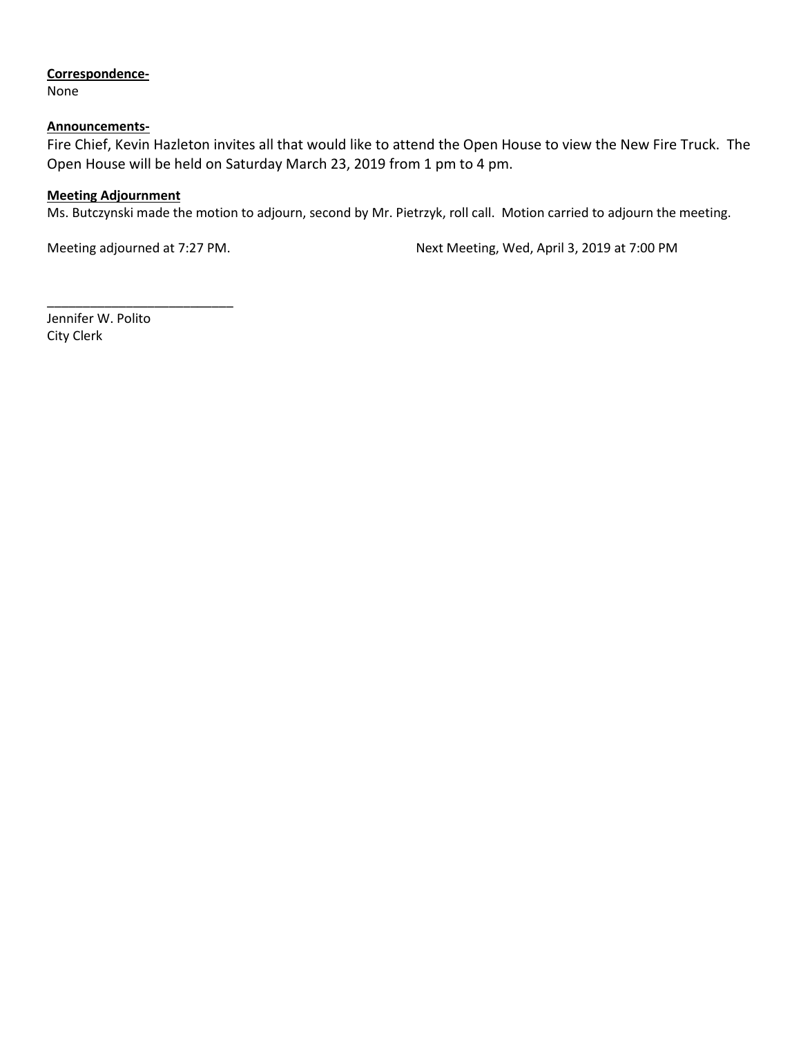**Correspondence-**

None

**Announcements-**

Fire Chief, Kevin Hazleton invites all that would like to attend the Open House to view the New Fire Truck. The Open House will be held on Saturday March 23, 2019 from 1 pm to 4 pm.

**Meeting Adjournment**

Ms. Butczynski made the motion to adjourn, second by Mr. Pietrzyk, roll call. Motion carried to adjourn the meeting.

Meeting adjourned at 7:27 PM.    Next Meeting, Wed, April 3, 2019 at 7:00 PM

\_\_\_\_\_\_\_\_\_\_\_\_\_\_\_\_\_\_\_\_\_\_\_\_\_\_

Jennifer W. Polito
City Clerk